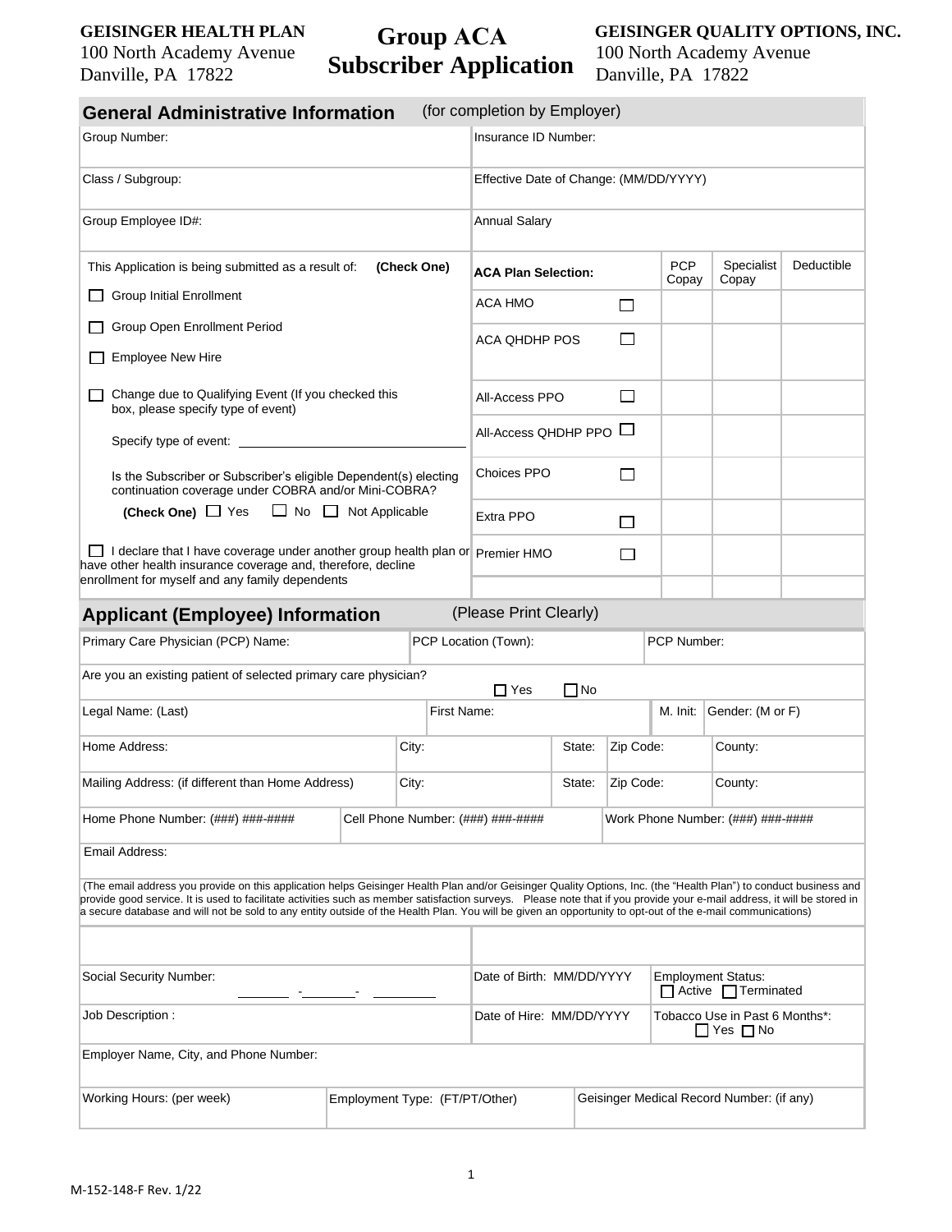**GEISINGER HEALTH PLAN**
100 North Academy Avenue
Danville, PA 17822

# Group ACA Subscriber Application

**GEISINGER QUALITY OPTIONS, INC.**
100 North Academy Avenue
Danville, PA 17822

## General Administrative Information (for completion by Employer)

| Group Number: | Insurance ID Number: |
|---|---|
| Class / Subgroup: | Effective Date of Change: (MM/DD/YYYY) |
| Group Employee ID#: | Annual Salary |

This Application is being submitted as a result of: **(Check One)**

- ☐ Group Initial Enrollment
- ☐ Group Open Enrollment Period
- ☐ Employee New Hire
- ☐ Change due to Qualifying Event (If you checked this box, please specify type of event)

  Specify type of event: ______________________

  Is the Subscriber or Subscriber's eligible Dependent(s) electing continuation coverage under COBRA and/or Mini-COBRA?

  **(Check One)** ☐ Yes ☐ No ☐ Not Applicable

☐ I declare that I have coverage under another group health plan or have other health insurance coverage and, therefore, decline enrollment for myself and any family dependents

| **ACA Plan Selection:** | | PCP Copay | Specialist Copay | Deductible |
|---|---|---|---|---|
| ACA HMO | ☐ | | | |
| ACA QHDHP POS | ☐ | | | |
| All-Access PPO | ☐ | | | |
| All-Access QHDHP PPO | ☐ | | | |
| Choices PPO | ☐ | | | |
| Extra PPO | ☐ | | | |
| Premier HMO | ☐ | | | |
| | | | | |

## Applicant (Employee) Information (Please Print Clearly)

| Primary Care Physician (PCP) Name: | PCP Location (Town): | PCP Number: |
|---|---|---|

Are you an existing patient of selected primary care physician? ☐ Yes ☐ No

| Legal Name: (Last) | First Name: | M. Init: | Gender: (M or F) |
|---|---|---|---|

| Home Address: | City: | State: | Zip Code: | County: |
|---|---|---|---|---|
| Mailing Address: (if different than Home Address) | City: | State: | Zip Code: | County: |

| Home Phone Number: (###) ###-#### | Cell Phone Number: (###) ###-#### | Work Phone Number: (###) ###-#### |
|---|---|---|

Email Address:

(The email address you provide on this application helps Geisinger Health Plan and/or Geisinger Quality Options, Inc. (the "Health Plan") to conduct business and provide good service. It is used to facilitate activities such as member satisfaction surveys. Please note that if you provide your e-mail address, it will be stored in a secure database and will not be sold to any entity outside of the Health Plan. You will be given an opportunity to opt-out of the e-mail communications)

| Social Security Number: ______-______-______ | Date of Birth: MM/DD/YYYY | Employment Status: ☐ Active ☐ Terminated |
|---|---|---|
| Job Description : | Date of Hire: MM/DD/YYYY | Tobacco Use in Past 6 Months*: ☐ Yes ☐ No |

Employer Name, City, and Phone Number:

| Working Hours: (per week) | Employment Type: (FT/PT/Other) | Geisinger Medical Record Number: (if any) |
|---|---|---|

M-152-148-F Rev. 1/22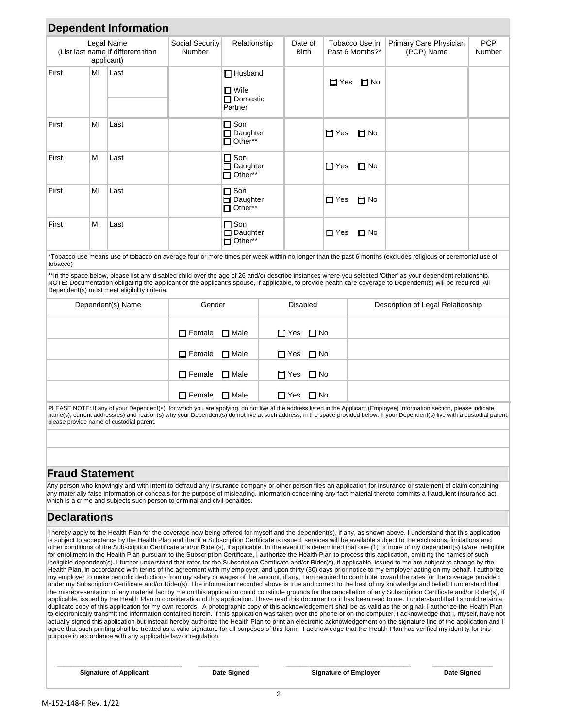## Dependent Information

| Legal Name (List last name if different than applicant) | | | Social Security Number | Relationship | Date of Birth | Tobacco Use in Past 6 Months?* | Primary Care Physician (PCP) Name | PCP Number |
|---|---|---|---|---|---|---|---|---|
| First | MI | Last | | ☐ Husband ☐ Wife ☐ Domestic Partner | | ☐ Yes ☐ No | | |
| First | MI | Last | | ☐ Son ☐ Daughter ☐ Other** | | ☐ Yes ☐ No | | |
| First | MI | Last | | ☐ Son ☐ Daughter ☐ Other** | | ☐ Yes ☐ No | | |
| First | MI | Last | | ☐ Son ☐ Daughter ☐ Other** | | ☐ Yes ☐ No | | |
| First | MI | Last | | ☐ Son ☐ Daughter ☐ Other** | | ☐ Yes ☐ No | | |

*Tobacco use means use of tobacco on average four or more times per week within no longer than the past 6 months (excludes religious or ceremonial use of tobacco)

**In the space below, please list any disabled child over the age of 26 and/or describe instances where you selected 'Other' as your dependent relationship. NOTE: Documentation obligating the applicant or the applicant's spouse, if applicable, to provide health care coverage to Dependent(s) will be required. All Dependent(s) must meet eligibility criteria.

| Dependent(s) Name | Gender | Disabled | Description of Legal Relationship |
|---|---|---|---|
| | ☐ Female ☐ Male | ☐ Yes ☐ No | |
| | ☐ Female ☐ Male | ☐ Yes ☐ No | |
| | ☐ Female ☐ Male | ☐ Yes ☐ No | |
| | ☐ Female ☐ Male | ☐ Yes ☐ No | |

PLEASE NOTE: If any of your Dependent(s), for which you are applying, do not live at the address listed in the Applicant (Employee) Information section, please indicate name(s), current address(es) and reason(s) why your Dependent(s) do not live at such address, in the space provided below. If your Dependent(s) live with a custodial parent, please provide name of custodial parent.

## Fraud Statement

Any person who knowingly and with intent to defraud any insurance company or other person files an application for insurance or statement of claim containing any materially false information or conceals for the purpose of misleading, information concerning any fact material thereto commits a fraudulent insurance act, which is a crime and subjects such person to criminal and civil penalties.

## Declarations

I hereby apply to the Health Plan for the coverage now being offered for myself and the dependent(s), if any, as shown above. I understand that this application is subject to acceptance by the Health Plan and that if a Subscription Certificate is issued, services will be available subject to the exclusions, limitations and other conditions of the Subscription Certificate and/or Rider(s), if applicable. In the event it is determined that one (1) or more of my dependent(s) is/are ineligible for enrollment in the Health Plan pursuant to the Subscription Certificate, I authorize the Health Plan to process this application, omitting the names of such ineligible dependent(s). I further understand that rates for the Subscription Certificate and/or Rider(s), if applicable, issued to me are subject to change by the Health Plan, in accordance with terms of the agreement with my employer, and upon thirty (30) days prior notice to my employer acting on my behalf. I authorize my employer to make periodic deductions from my salary or wages of the amount, if any, I am required to contribute toward the rates for the coverage provided under my Subscription Certificate and/or Rider(s). The information recorded above is true and correct to the best of my knowledge and belief. I understand that the misrepresentation of any material fact by me on this application could constitute grounds for the cancellation of any Subscription Certificate and/or Rider(s), if applicable, issued by the Health Plan in consideration of this application. I have read this document or it has been read to me. I understand that I should retain a duplicate copy of this application for my own records. A photographic copy of this acknowledgement shall be as valid as the original. I authorize the Health Plan to electronically transmit the information contained herein. If this application was taken over the phone or on the computer, I acknowledge that I, myself, have not actually signed this application but instead hereby authorize the Health Plan to print an electronic acknowledgement on the signature line of the application and I agree that such printing shall be treated as a valid signature for all purposes of this form. I acknowledge that the Health Plan has verified my identity for this purpose in accordance with any applicable law or regulation.

| _______________________ | ____________ | _______________________ | ____________ |
|---|---|---|---|
| **Signature of Applicant** | **Date Signed** | **Signature of Employer** | **Date Signed** |

M-152-148-F Rev. 1/22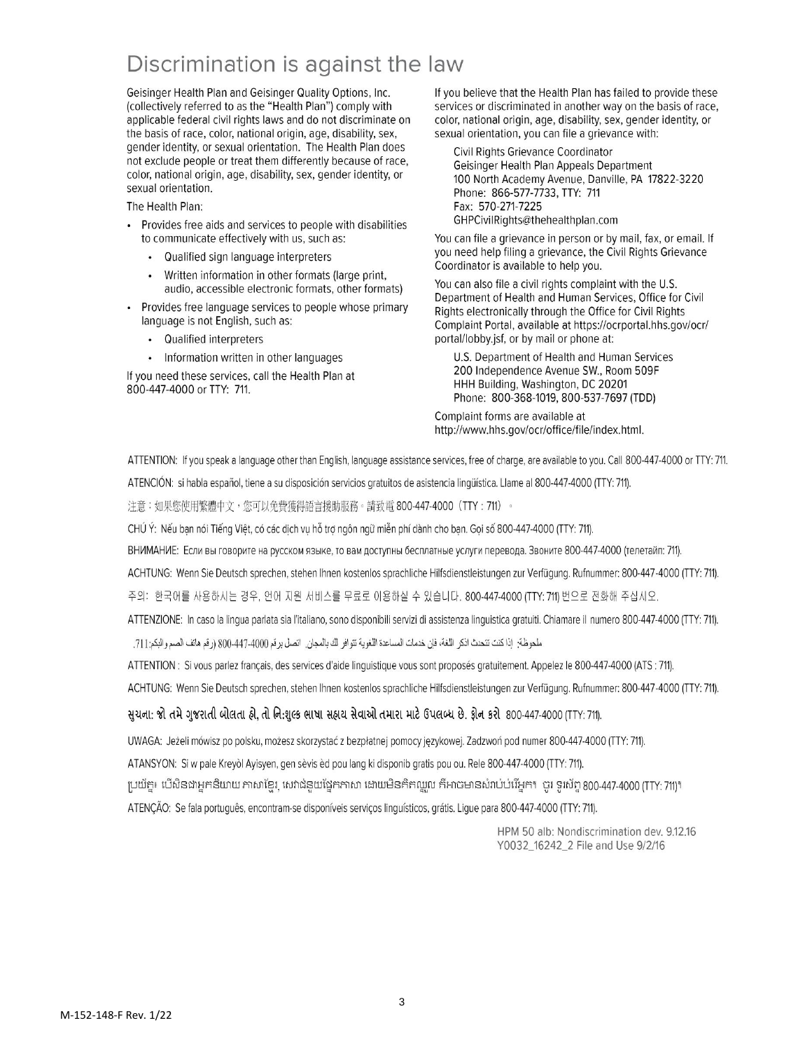# Discrimination is against the law

Geisinger Health Plan and Geisinger Quality Options, Inc. (collectively referred to as the "Health Plan") comply with applicable federal civil rights laws and do not discriminate on the basis of race, color, national origin, age, disability, sex, gender identity, or sexual orientation. The Health Plan does not exclude people or treat them differently because of race, color, national origin, age, disability, sex, gender identity, or sexual orientation.

The Health Plan:

- Provides free aids and services to people with disabilities to communicate effectively with us, such as:
  - Qualified sign language interpreters
  - Written information in other formats (large print, audio, accessible electronic formats, other formats)
- Provides free language services to people whose primary language is not English, such as:
  - Qualified interpreters
  - Information written in other languages

If you need these services, call the Health Plan at 800-447-4000 or TTY: 711.

If you believe that the Health Plan has failed to provide these services or discriminated in another way on the basis of race, color, national origin, age, disability, sex, gender identity, or sexual orientation, you can file a grievance with:

Civil Rights Grievance Coordinator
Geisinger Health Plan Appeals Department
100 North Academy Avenue, Danville, PA 17822-3220
Phone: 866-577-7733, TTY: 711
Fax: 570-271-7225
GHPCivilRights@thehealthplan.com

You can file a grievance in person or by mail, fax, or email. If you need help filing a grievance, the Civil Rights Grievance Coordinator is available to help you.

You can also file a civil rights complaint with the U.S. Department of Health and Human Services, Office for Civil Rights electronically through the Office for Civil Rights Complaint Portal, available at https://ocrportal.hhs.gov/ocr/portal/lobby.jsf, or by mail or phone at:

U.S. Department of Health and Human Services
200 Independence Avenue SW., Room 509F
HHH Building, Washington, DC 20201
Phone: 800-368-1019, 800-537-7697 (TDD)

Complaint forms are available at http://www.hhs.gov/ocr/office/file/index.html.

ATTENTION: If you speak a language other than English, language assistance services, free of charge, are available to you. Call 800-447-4000 or TTY: 711.

ATENCIÓN: si habla español, tiene a su disposición servicios gratuitos de asistencia lingüística. Llame al 800-447-4000 (TTY: 711).

注意：如果您使用繁體中文，您可以免費獲得語言援助服務。請致電 800-447-4000（TTY：711）。

CHÚ Ý: Nếu bạn nói Tiếng Việt, có các dịch vụ hỗ trợ ngôn ngữ miễn phí dành cho bạn. Gọi số 800-447-4000 (TTY: 711).

ВНИМАНИЕ: Если вы говорите на русском языке, то вам доступны бесплатные услуги перевода. Звоните 800-447-4000 (телетайп: 711).

ACHTUNG: Wenn Sie Deutsch sprechen, stehen Ihnen kostenlos sprachliche Hilfsdienstleistungen zur Verfügung. Rufnummer: 800-447-4000 (TTY: 711).

주의: 한국어를 사용하시는 경우, 언어 지원 서비스를 무료로 이용하실 수 있습니다. 800-447-4000 (TTY: 711) 번으로 전화해 주십시오.

ATTENZIONE: In caso la lingua parlata sia l'italiano, sono disponibili servizi di assistenza linguistica gratuiti. Chiamare il numero 800-447-4000 (TTY: 711).

ملحوظة: إذا كنت تتحدث اذكر اللغة، فإن خدمات المساعدة اللغوية تتوافر لك بالمجان. اتصل برقم 800-447-4000 (رقم هاتف الصم والبكم: 711).

ATTENTION : Si vous parlez français, des services d'aide linguistique vous sont proposés gratuitement. Appelez le 800-447-4000 (ATS : 711).

ACHTUNG: Wenn Sie Deutsch sprechen, stehen Ihnen kostenlos sprachliche Hilfsdienstleistungen zur Verfügung. Rufnummer: 800-447-4000 (TTY: 711).

સુચના: જો તમે ગુજરાતી બોલતા હો, તો નિ:શુલ્ક ભાષા સહાય સેવાઓ તમારા માટે ઉપલબ્ધ છે. ફોન કરો 800-447-4000 (TTY: 711).

UWAGA: Jeżeli mówisz po polsku, możesz skorzystać z bezpłatnej pomocy językowej. Zadzwoń pod numer 800-447-4000 (TTY: 711).

ATANSYON: Si w pale Kreyòl Ayisyen, gen sèvis èd pou lang ki disponib gratis pou ou. Rele 800-447-4000 (TTY: 711).

ប្រយ័ត្ន៖ បើសិនជាអ្នកនិយាយ ភាសាខ្មែរ, សេវាជំនួយផ្នែកភាសា ដោយមិនគិតឈ្នួល គឺអាចមានសំរាប់បំរើអ្នក។ ចូរ ទូរស័ព្ទ 800-447-4000 (TTY: 711)។

ATENÇÃO: Se fala português, encontram-se disponíveis serviços linguísticos, grátis. Ligue para 800-447-4000 (TTY: 711).

HPM 50 alb: Nondiscrimination dev. 9.12.16
Y0032_16242_2 File and Use 9/2/16

M-152-148-F Rev. 1/22